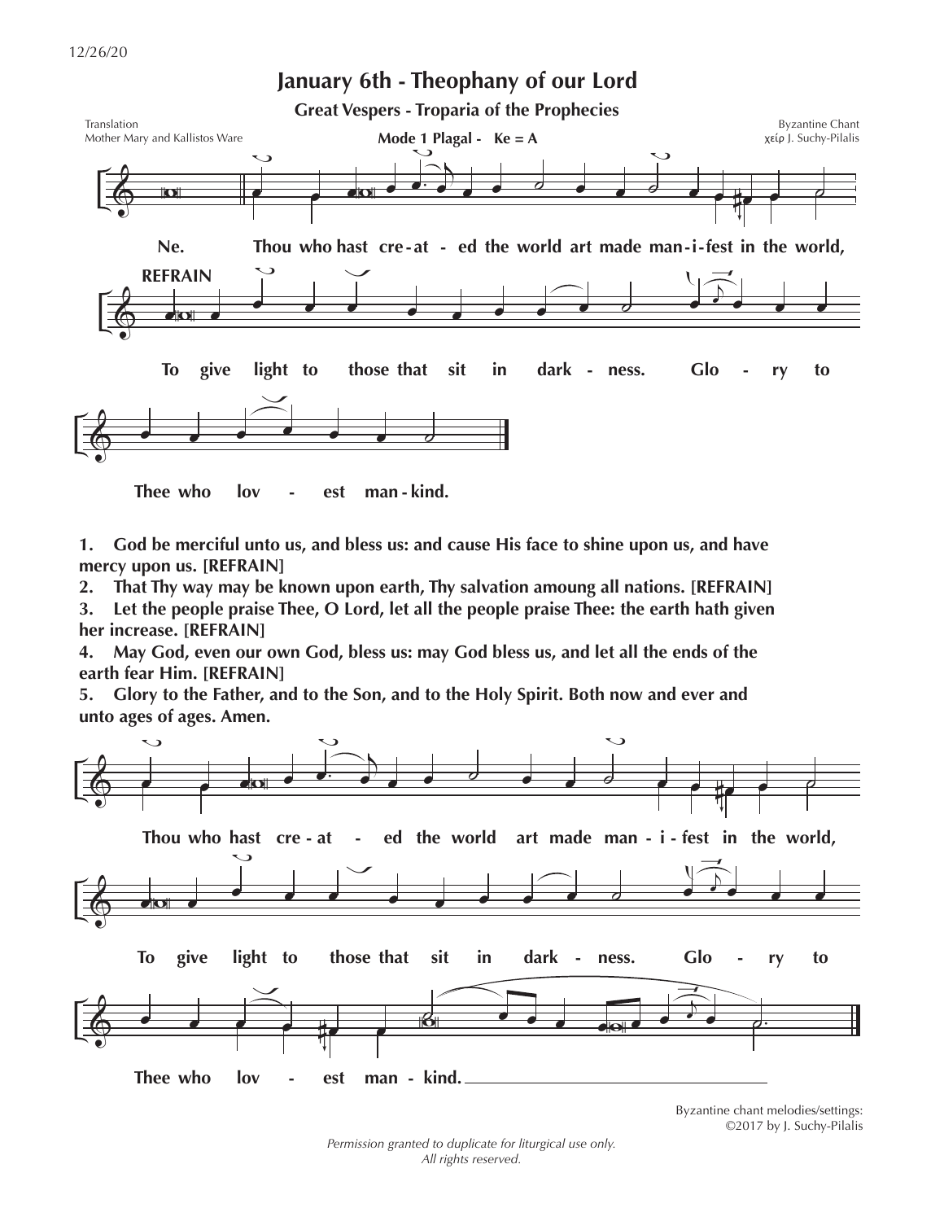# January 6th - Theophany of our Lord

## Great Vespers - Troparia of the Prophecies

Translation
Mother Mary and Kallistos Ware

**Mode 1 Plagal - Ke = A**

Byzantine Chant
χείρ J. Suchy-Pilalis

Ne. Thou who hast cre - at - ed the world art made man - i - fest in the world,

**REFRAIN**

To give light to those that sit in dark - ness. Glo - ry to

Thee who lov - est man - kind.

1. **God be merciful unto us, and bless us: and cause His face to shine upon us, and have mercy upon us. [REFRAIN]**
2. **That Thy way may be known upon earth, Thy salvation amoung all nations. [REFRAIN]**
3. **Let the people praise Thee, O Lord, let all the people praise Thee: the earth hath given her increase. [REFRAIN]**
4. **May God, even our own God, bless us: may God bless us, and let all the ends of the earth fear Him. [REFRAIN]**
5. **Glory to the Father, and to the Son, and to the Holy Spirit. Both now and ever and unto ages of ages. Amen.**

Thou who hast cre - at - ed the world art made man - i - fest in the world,

To give light to those that sit in dark - ness. Glo - ry to

Thee who lov - est man - kind.

Byzantine chant melodies/settings:
©2017 by J. Suchy-Pilalis

*Permission granted to duplicate for liturgical use only.*
*All rights reserved.*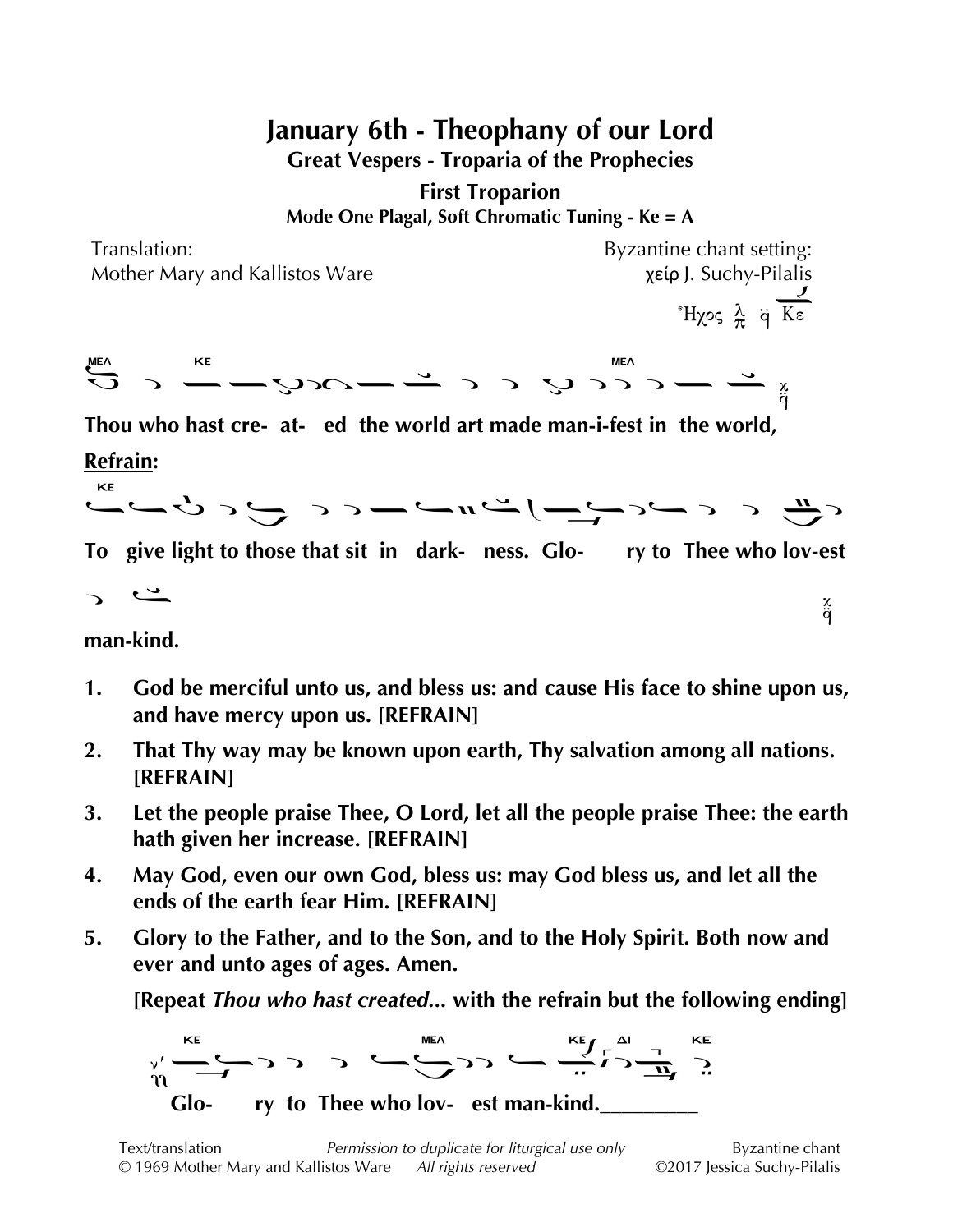# January 6th - Theophany of our Lord

## Great Vespers - Troparia of the Prophecies

### First Troparion

**Mode One Plagal, Soft Chromatic Tuning - Ke = A**

Translation:
Mother Mary and Kallistos Ware

Byzantine chant setting:
χείρ J. Suchy-Pilalis

Ἦχος λ π Κε

**Thou who hast cre- at- ed the world art made man-i-fest in the world,**

**Refrain:**

**To give light to those that sit in dark- ness. Glo- ry to Thee who lov-est man-kind.**

1. **God be merciful unto us, and bless us: and cause His face to shine upon us, and have mercy upon us. [REFRAIN]**
2. **That Thy way may be known upon earth, Thy salvation among all nations. [REFRAIN]**
3. **Let the people praise Thee, O Lord, let all the people praise Thee: the earth hath given her increase. [REFRAIN]**
4. **May God, even our own God, bless us: may God bless us, and let all the ends of the earth fear Him. [REFRAIN]**
5. **Glory to the Father, and to the Son, and to the Holy Spirit. Both now and ever and unto ages of ages. Amen.**

   **[Repeat *Thou who hast created...* with the refrain but the following ending]**

**Glo- ry to Thee who lov- est man-kind.__________**

Text/translation
© 1969 Mother Mary and Kallistos Ware

*Permission to duplicate for liturgical use only*
*All rights reserved*

Byzantine chant
©2017 Jessica Suchy-Pilalis